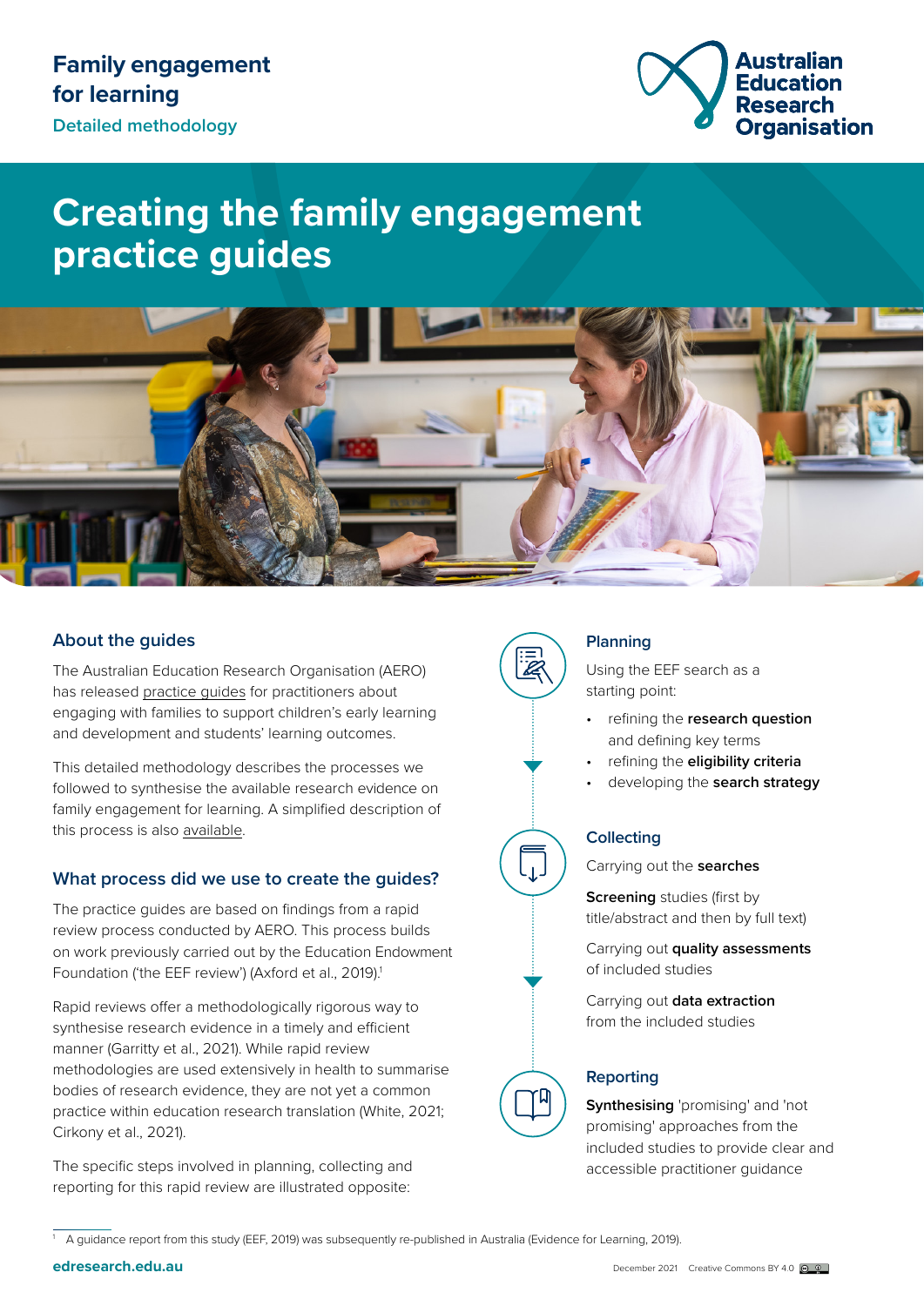Family engagement for learning

Detailed methodology

Australian Education Research Organisation

# Creating the family engagement practice guides

## About the guides

The Australian Education Research Organisation (AERO) has released practice guides for practitioners about engaging with families to support children's early learning and development and students' learning outcomes.

This detailed methodology describes the processes we followed to synthesise the available research evidence on family engagement for learning. A simplified description of this process is also available.

## What process did we use to create the guides?

The practice guides are based on findings from a rapid review process conducted by AERO. This process builds on work previously carried out by the Education Endowment Foundation ('the EEF review') (Axford et al., 2019).[1]

Rapid reviews offer a methodologically rigorous way to synthesise research evidence in a timely and efficient manner (Garritty et al., 2021). While rapid review methodologies are used extensively in health to summarise bodies of research evidence, they are not yet a common practice within education research translation (White, 2021; Cirkony et al., 2021).

The specific steps involved in planning, collecting and reporting for this rapid review are illustrated opposite:

### Planning

Using the EEF search as a starting point:

- refining the **research question** and defining key terms
- refining the **eligibility criteria**
- developing the **search strategy**

### Collecting

Carrying out the **searches**

**Screening** studies (first by title/abstract and then by full text)

Carrying out **quality assessments** of included studies

Carrying out **data extraction** from the included studies

### Reporting

**Synthesising** 'promising' and 'not promising' approaches from the included studies to provide clear and accessible practitioner guidance

[1] A guidance report from this study (EEF, 2019) was subsequently re-published in Australia (Evidence for Learning, 2019).

edresearch.edu.au

December 2021 Creative Commons BY 4.0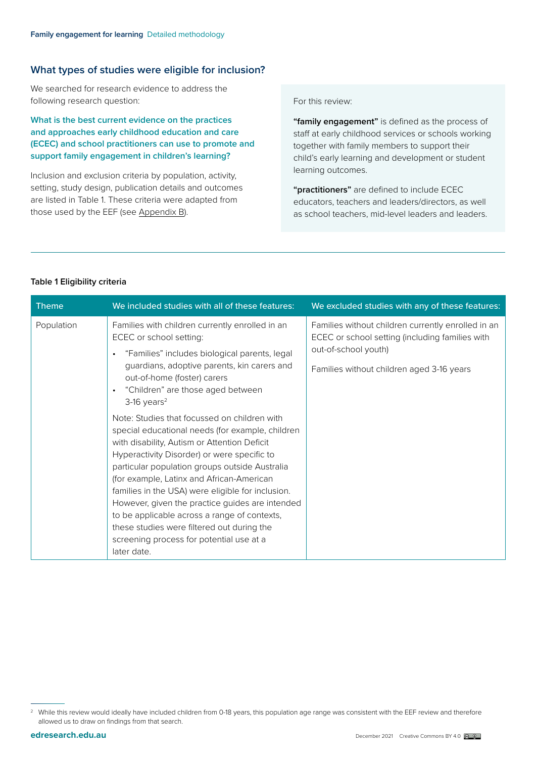## What types of studies were eligible for inclusion?

We searched for research evidence to address the following research question:

**What is the best current evidence on the practices and approaches early childhood education and care (ECEC) and school practitioners can use to promote and support family engagement in children's learning?**

Inclusion and exclusion criteria by population, activity, setting, study design, publication details and outcomes are listed in Table 1. These criteria were adapted from those used by the EEF (see Appendix B).

For this review:

**"family engagement"** is defined as the process of staff at early childhood services or schools working together with family members to support their child's early learning and development or student learning outcomes.

**"practitioners"** are defined to include ECEC educators, teachers and leaders/directors, as well as school teachers, mid-level leaders and leaders.

**Table 1 Eligibility criteria**

| Theme | We included studies with all of these features: | We excluded studies with any of these features: |
|---|---|---|
| Population | Families with children currently enrolled in an ECEC or school setting: <br>• "Families" includes biological parents, legal guardians, adoptive parents, kin carers and out-of-home (foster) carers <br>• "Children" are those aged between 3-16 years[2] <br><br>Note: Studies that focussed on children with special educational needs (for example, children with disability, Autism or Attention Deficit Hyperactivity Disorder) or were specific to particular population groups outside Australia (for example, Latinx and African-American families in the USA) were eligible for inclusion. However, given the practice guides are intended to be applicable across a range of contexts, these studies were filtered out during the screening process for potential use at a later date. | Families without children currently enrolled in an ECEC or school setting (including families with out-of-school youth) <br><br>Families without children aged 3-16 years |

[2] While this review would ideally have included children from 0-18 years, this population age range was consistent with the EEF review and therefore allowed us to draw on findings from that search.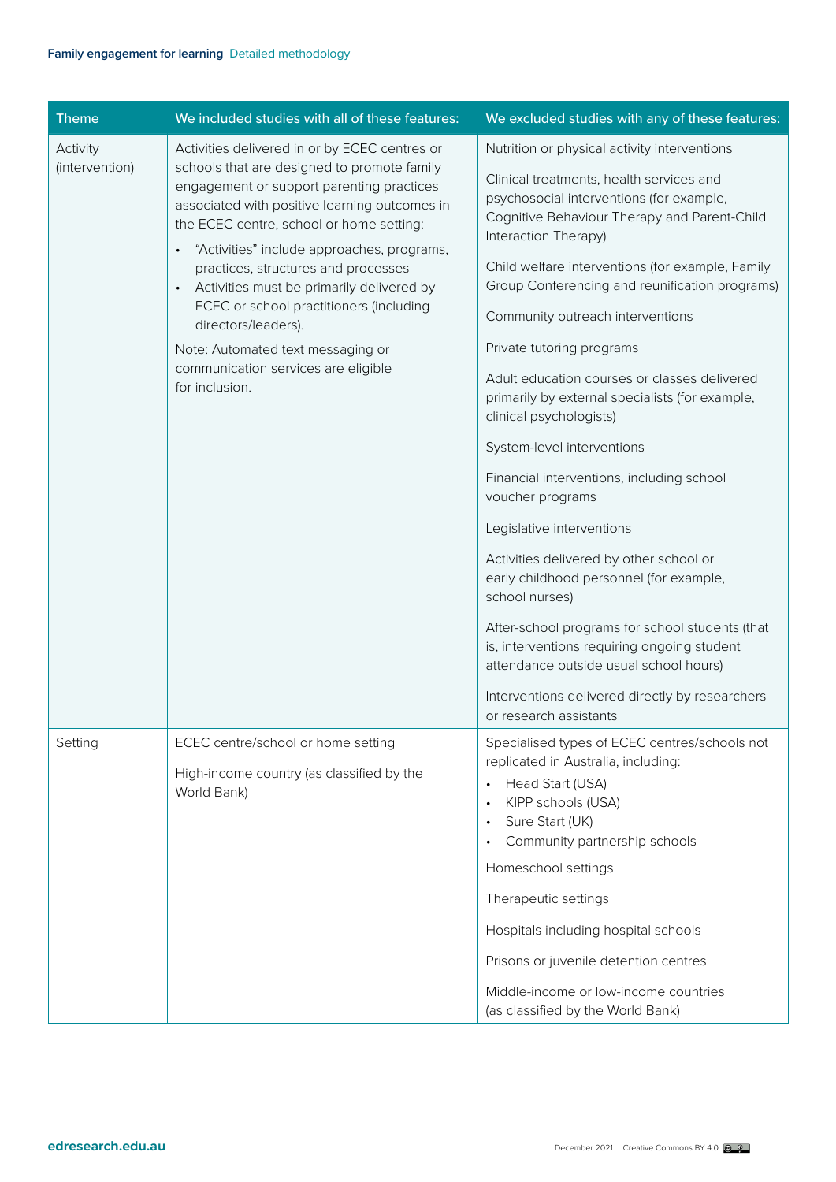| Theme | We included studies with all of these features: | We excluded studies with any of these features: |
|---|---|---|
| Activity (intervention) | Activities delivered in or by ECEC centres or schools that are designed to promote family engagement or support parenting practices associated with positive learning outcomes in the ECEC centre, school or home setting:<br>• "Activities" include approaches, programs, practices, structures and processes<br>• Activities must be primarily delivered by ECEC or school practitioners (including directors/leaders).<br>Note: Automated text messaging or communication services are eligible for inclusion. | Nutrition or physical activity interventions<br>Clinical treatments, health services and psychosocial interventions (for example, Cognitive Behaviour Therapy and Parent-Child Interaction Therapy)<br>Child welfare interventions (for example, Family Group Conferencing and reunification programs)<br>Community outreach interventions<br>Private tutoring programs<br>Adult education courses or classes delivered primarily by external specialists (for example, clinical psychologists)<br>System-level interventions<br>Financial interventions, including school voucher programs<br>Legislative interventions<br>Activities delivered by other school or early childhood personnel (for example, school nurses)<br>After-school programs for school students (that is, interventions requiring ongoing student attendance outside usual school hours)<br>Interventions delivered directly by researchers or research assistants |
| Setting | ECEC centre/school or home setting<br>High-income country (as classified by the World Bank) | Specialised types of ECEC centres/schools not replicated in Australia, including:<br>• Head Start (USA)<br>• KIPP schools (USA)<br>• Sure Start (UK)<br>• Community partnership schools<br>Homeschool settings<br>Therapeutic settings<br>Hospitals including hospital schools<br>Prisons or juvenile detention centres<br>Middle-income or low-income countries (as classified by the World Bank) |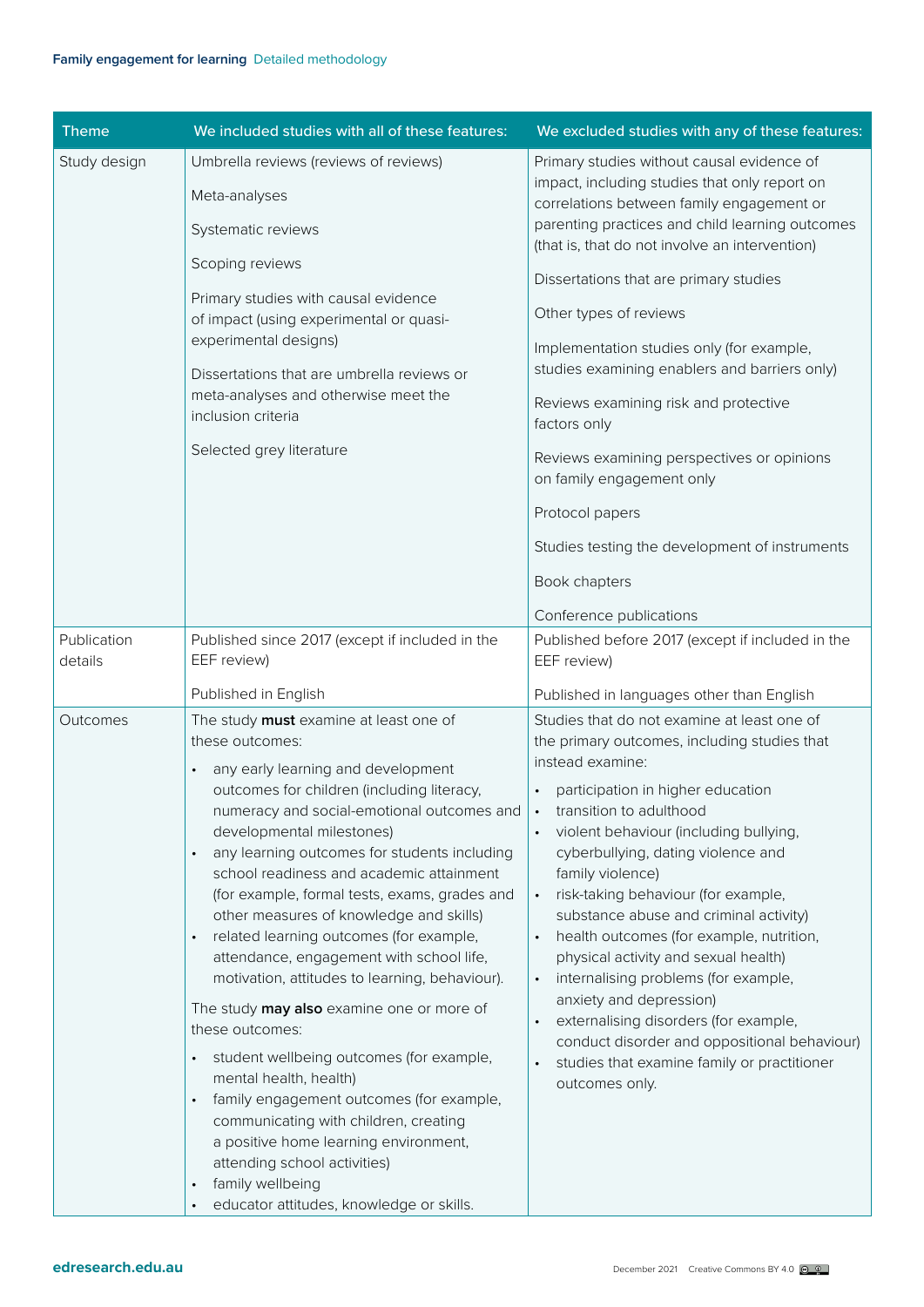| Theme | We included studies with all of these features: | We excluded studies with any of these features: |
|---|---|---|
| Study design | Umbrella reviews (reviews of reviews)<br><br>Meta-analyses<br><br>Systematic reviews<br><br>Scoping reviews<br><br>Primary studies with causal evidence of impact (using experimental or quasi-experimental designs)<br><br>Dissertations that are umbrella reviews or meta-analyses and otherwise meet the inclusion criteria<br><br>Selected grey literature | Primary studies without causal evidence of impact, including studies that only report on correlations between family engagement or parenting practices and child learning outcomes (that is, that do not involve an intervention)<br><br>Dissertations that are primary studies<br><br>Other types of reviews<br><br>Implementation studies only (for example, studies examining enablers and barriers only)<br><br>Reviews examining risk and protective factors only<br><br>Reviews examining perspectives or opinions on family engagement only<br><br>Protocol papers<br><br>Studies testing the development of instruments<br><br>Book chapters<br><br>Conference publications |
| Publication details | Published since 2017 (except if included in the EEF review)<br><br>Published in English | Published before 2017 (except if included in the EEF review)<br><br>Published in languages other than English |
| Outcomes | The study **must** examine at least one of these outcomes:<br>• any early learning and development outcomes for children (including literacy, numeracy and social-emotional outcomes and developmental milestones)<br>• any learning outcomes for students including school readiness and academic attainment (for example, formal tests, exams, grades and other measures of knowledge and skills)<br>• related learning outcomes (for example, attendance, engagement with school life, motivation, attitudes to learning, behaviour).<br><br>The study **may also** examine one or more of these outcomes:<br>• student wellbeing outcomes (for example, mental health, health)<br>• family engagement outcomes (for example, communicating with children, creating a positive home learning environment, attending school activities)<br>• family wellbeing<br>• educator attitudes, knowledge or skills. | Studies that do not examine at least one of the primary outcomes, including studies that instead examine:<br>• participation in higher education<br>• transition to adulthood<br>• violent behaviour (including bullying, cyberbullying, dating violence and family violence)<br>• risk-taking behaviour (for example, substance abuse and criminal activity)<br>• health outcomes (for example, nutrition, physical activity and sexual health)<br>• internalising problems (for example, anxiety and depression)<br>• externalising disorders (for example, conduct disorder and oppositional behaviour)<br>• studies that examine family or practitioner outcomes only. |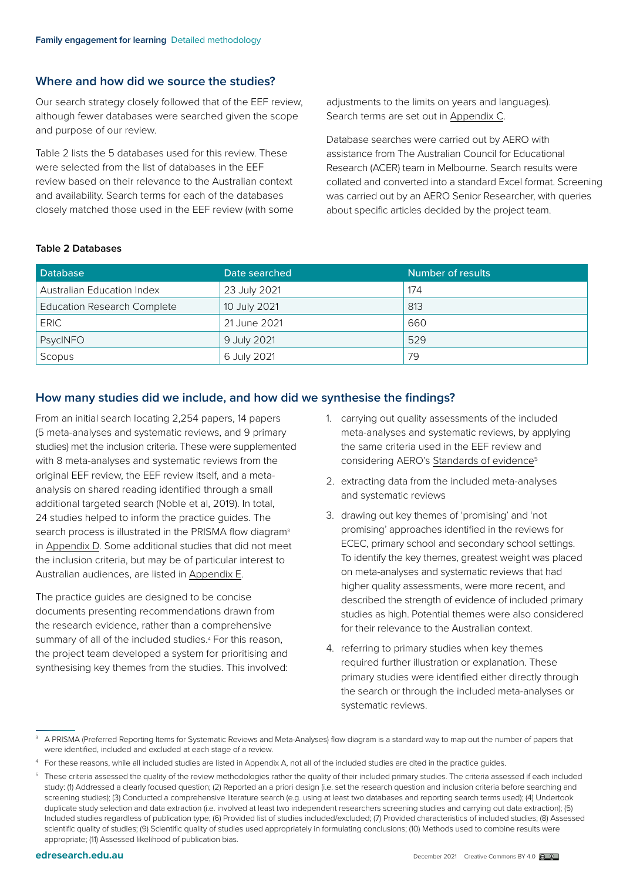## Where and how did we source the studies?

Our search strategy closely followed that of the EEF review, although fewer databases were searched given the scope and purpose of our review.

Table 2 lists the 5 databases used for this review. These were selected from the list of databases in the EEF review based on their relevance to the Australian context and availability. Search terms for each of the databases closely matched those used in the EEF review (with some adjustments to the limits on years and languages). Search terms are set out in Appendix C.

Database searches were carried out by AERO with assistance from The Australian Council for Educational Research (ACER) team in Melbourne. Search results were collated and converted into a standard Excel format. Screening was carried out by an AERO Senior Researcher, with queries about specific articles decided by the project team.

**Table 2 Databases**

| Database | Date searched | Number of results |
|---|---|---|
| Australian Education Index | 23 July 2021 | 174 |
| Education Research Complete | 10 July 2021 | 813 |
| ERIC | 21 June 2021 | 660 |
| PsycINFO | 9 July 2021 | 529 |
| Scopus | 6 July 2021 | 79 |

## How many studies did we include, and how did we synthesise the findings?

From an initial search locating 2,254 papers, 14 papers (5 meta-analyses and systematic reviews, and 9 primary studies) met the inclusion criteria. These were supplemented with 8 meta-analyses and systematic reviews from the original EEF review, the EEF review itself, and a meta-analysis on shared reading identified through a small additional targeted search (Noble et al, 2019). In total, 24 studies helped to inform the practice guides. The search process is illustrated in the PRISMA flow diagram[3] in Appendix D. Some additional studies that did not meet the inclusion criteria, but may be of particular interest to Australian audiences, are listed in Appendix E.

The practice guides are designed to be concise documents presenting recommendations drawn from the research evidence, rather than a comprehensive summary of all of the included studies.[4] For this reason, the project team developed a system for prioritising and synthesising key themes from the studies. This involved:

1. carrying out quality assessments of the included meta-analyses and systematic reviews, by applying the same criteria used in the EEF review and considering AERO's Standards of evidence[5]
2. extracting data from the included meta-analyses and systematic reviews
3. drawing out key themes of 'promising' and 'not promising' approaches identified in the reviews for ECEC, primary school and secondary school settings. To identify the key themes, greatest weight was placed on meta-analyses and systematic reviews that had higher quality assessments, were more recent, and described the strength of evidence of included primary studies as high. Potential themes were also considered for their relevance to the Australian context.
4. referring to primary studies when key themes required further illustration or explanation. These primary studies were identified either directly through the search or through the included meta-analyses or systematic reviews.

---

[3] A PRISMA (Preferred Reporting Items for Systematic Reviews and Meta-Analyses) flow diagram is a standard way to map out the number of papers that were identified, included and excluded at each stage of a review.

[4] For these reasons, while all included studies are listed in Appendix A, not all of the included studies are cited in the practice guides.

[5] These criteria assessed the quality of the review methodologies rather the quality of their included primary studies. The criteria assessed if each included study: (1) Addressed a clearly focused question; (2) Reported an a priori design (i.e. set the research question and inclusion criteria before searching and screening studies); (3) Conducted a comprehensive literature search (e.g. using at least two databases and reporting search terms used); (4) Undertook duplicate study selection and data extraction (i.e. involved at least two independent researchers screening studies and carrying out data extraction); (5) Included studies regardless of publication type; (6) Provided list of studies included/excluded; (7) Provided characteristics of included studies; (8) Assessed scientific quality of studies; (9) Scientific quality of studies used appropriately in formulating conclusions; (10) Methods used to combine results were appropriate; (11) Assessed likelihood of publication bias.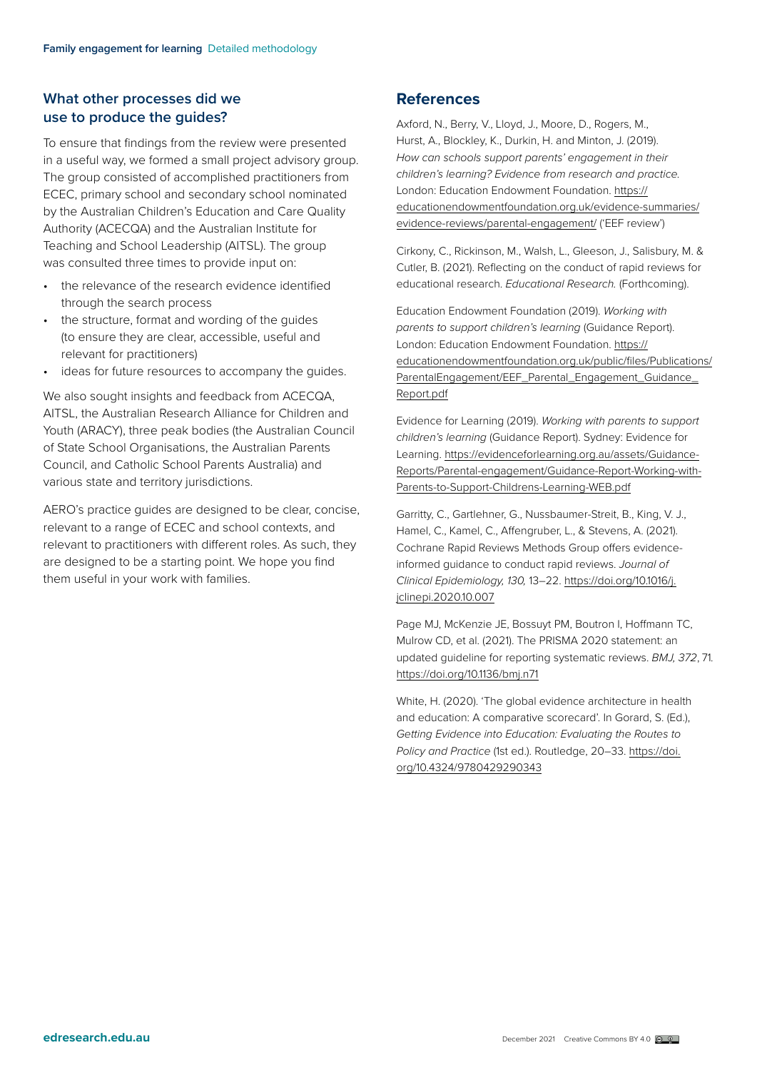## What other processes did we use to produce the guides?

To ensure that findings from the review were presented in a useful way, we formed a small project advisory group. The group consisted of accomplished practitioners from ECEC, primary school and secondary school nominated by the Australian Children's Education and Care Quality Authority (ACECQA) and the Australian Institute for Teaching and School Leadership (AITSL). The group was consulted three times to provide input on:

- the relevance of the research evidence identified through the search process
- the structure, format and wording of the guides (to ensure they are clear, accessible, useful and relevant for practitioners)
- ideas for future resources to accompany the guides.

We also sought insights and feedback from ACECQA, AITSL, the Australian Research Alliance for Children and Youth (ARACY), three peak bodies (the Australian Council of State School Organisations, the Australian Parents Council, and Catholic School Parents Australia) and various state and territory jurisdictions.

AERO's practice guides are designed to be clear, concise, relevant to a range of ECEC and school contexts, and relevant to practitioners with different roles. As such, they are designed to be a starting point. We hope you find them useful in your work with families.

## References

Axford, N., Berry, V., Lloyd, J., Moore, D., Rogers, M., Hurst, A., Blockley, K., Durkin, H. and Minton, J. (2019). *How can schools support parents' engagement in their children's learning? Evidence from research and practice.* London: Education Endowment Foundation. https://educationendowmentfoundation.org.uk/evidence-summaries/evidence-reviews/parental-engagement/ ('EEF review')

Cirkony, C., Rickinson, M., Walsh, L., Gleeson, J., Salisbury, M. & Cutler, B. (2021). Reflecting on the conduct of rapid reviews for educational research. *Educational Research.* (Forthcoming).

Education Endowment Foundation (2019). *Working with parents to support children's learning* (Guidance Report). London: Education Endowment Foundation. https://educationendowmentfoundation.org.uk/public/files/Publications/ParentalEngagement/EEF_Parental_Engagement_Guidance_Report.pdf

Evidence for Learning (2019). *Working with parents to support children's learning* (Guidance Report). Sydney: Evidence for Learning. https://evidenceforlearning.org.au/assets/Guidance-Reports/Parental-engagement/Guidance-Report-Working-with-Parents-to-Support-Childrens-Learning-WEB.pdf

Garritty, C., Gartlehner, G., Nussbaumer-Streit, B., King, V. J., Hamel, C., Kamel, C., Affengruber, L., & Stevens, A. (2021). Cochrane Rapid Reviews Methods Group offers evidence-informed guidance to conduct rapid reviews. *Journal of Clinical Epidemiology, 130,* 13–22. https://doi.org/10.1016/j.jclinepi.2020.10.007

Page MJ, McKenzie JE, Bossuyt PM, Boutron I, Hoffmann TC, Mulrow CD, et al. (2021). The PRISMA 2020 statement: an updated guideline for reporting systematic reviews. *BMJ, 372*, 71. https://doi.org/10.1136/bmj.n71

White, H. (2020). 'The global evidence architecture in health and education: A comparative scorecard'. In Gorard, S. (Ed.), *Getting Evidence into Education: Evaluating the Routes to Policy and Practice* (1st ed.). Routledge, 20–33. https://doi.org/10.4324/9780429290343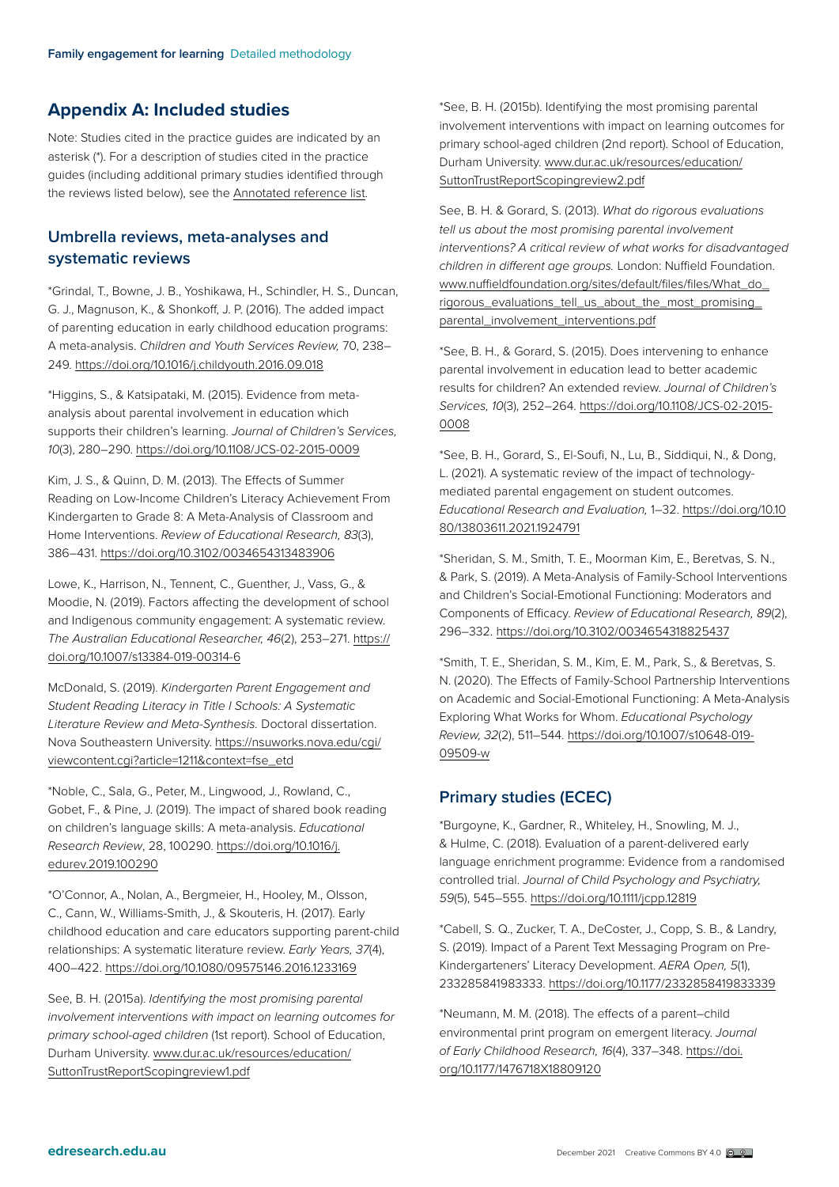## Appendix A: Included studies

Note: Studies cited in the practice guides are indicated by an asterisk (*). For a description of studies cited in the practice guides (including additional primary studies identified through the reviews listed below), see the Annotated reference list.

### Umbrella reviews, meta-analyses and systematic reviews

*Grindal, T., Bowne, J. B., Yoshikawa, H., Schindler, H. S., Duncan, G. J., Magnuson, K., & Shonkoff, J. P. (2016). The added impact of parenting education in early childhood education programs: A meta-analysis. *Children and Youth Services Review,* 70, 238–249. https://doi.org/10.1016/j.childyouth.2016.09.018

*Higgins, S., & Katsipataki, M. (2015). Evidence from meta-analysis about parental involvement in education which supports their children's learning. *Journal of Children's Services, 10*(3), 280–290. https://doi.org/10.1108/JCS-02-2015-0009

Kim, J. S., & Quinn, D. M. (2013). The Effects of Summer Reading on Low-Income Children's Literacy Achievement From Kindergarten to Grade 8: A Meta-Analysis of Classroom and Home Interventions. *Review of Educational Research, 83*(3), 386–431. https://doi.org/10.3102/0034654313483906

Lowe, K., Harrison, N., Tennent, C., Guenther, J., Vass, G., & Moodie, N. (2019). Factors affecting the development of school and Indigenous community engagement: A systematic review. *The Australian Educational Researcher, 46*(2), 253–271. https://doi.org/10.1007/s13384-019-00314-6

McDonald, S. (2019). *Kindergarten Parent Engagement and Student Reading Literacy in Title I Schools: A Systematic Literature Review and Meta-Synthesis.* Doctoral dissertation. Nova Southeastern University. https://nsuworks.nova.edu/cgi/viewcontent.cgi?article=1211&context=fse_etd

*Noble, C., Sala, G., Peter, M., Lingwood, J., Rowland, C., Gobet, F., & Pine, J. (2019). The impact of shared book reading on children's language skills: A meta-analysis. *Educational Research Review*, 28, 100290. https://doi.org/10.1016/j.edurev.2019.100290

*O'Connor, A., Nolan, A., Bergmeier, H., Hooley, M., Olsson, C., Cann, W., Williams-Smith, J., & Skouteris, H. (2017). Early childhood education and care educators supporting parent-child relationships: A systematic literature review. *Early Years, 37*(4), 400–422. https://doi.org/10.1080/09575146.2016.1233169

See, B. H. (2015a). *Identifying the most promising parental involvement interventions with impact on learning outcomes for primary school-aged children* (1st report). School of Education, Durham University. www.dur.ac.uk/resources/education/SuttonTrustReportScopingreview1.pdf

*See, B. H. (2015b). Identifying the most promising parental involvement interventions with impact on learning outcomes for primary school-aged children (2nd report). School of Education, Durham University. www.dur.ac.uk/resources/education/SuttonTrustReportScopingreview2.pdf

See, B. H. & Gorard, S. (2013). *What do rigorous evaluations tell us about the most promising parental involvement interventions? A critical review of what works for disadvantaged children in different age groups.* London: Nuffield Foundation. www.nuffieldfoundation.org/sites/default/files/files/What_do_rigorous_evaluations_tell_us_about_the_most_promising_parental_involvement_interventions.pdf

*See, B. H., & Gorard, S. (2015). Does intervening to enhance parental involvement in education lead to better academic results for children? An extended review. *Journal of Children's Services, 10*(3), 252–264. https://doi.org/10.1108/JCS-02-2015-0008

*See, B. H., Gorard, S., El-Soufi, N., Lu, B., Siddiqui, N., & Dong, L. (2021). A systematic review of the impact of technology-mediated parental engagement on student outcomes. *Educational Research and Evaluation,* 1–32. https://doi.org/10.1080/13803611.2021.1924791

*Sheridan, S. M., Smith, T. E., Moorman Kim, E., Beretvas, S. N., & Park, S. (2019). A Meta-Analysis of Family-School Interventions and Children's Social-Emotional Functioning: Moderators and Components of Efficacy. *Review of Educational Research, 89*(2), 296–332. https://doi.org/10.3102/0034654318825437

*Smith, T. E., Sheridan, S. M., Kim, E. M., Park, S., & Beretvas, S. N. (2020). The Effects of Family-School Partnership Interventions on Academic and Social-Emotional Functioning: A Meta-Analysis Exploring What Works for Whom. *Educational Psychology Review, 32*(2), 511–544. https://doi.org/10.1007/s10648-019-09509-w

### Primary studies (ECEC)

*Burgoyne, K., Gardner, R., Whiteley, H., Snowling, M. J., & Hulme, C. (2018). Evaluation of a parent-delivered early language enrichment programme: Evidence from a randomised controlled trial. *Journal of Child Psychology and Psychiatry, 59*(5), 545–555. https://doi.org/10.1111/jcpp.12819

*Cabell, S. Q., Zucker, T. A., DeCoster, J., Copp, S. B., & Landry, S. (2019). Impact of a Parent Text Messaging Program on Pre-Kindergarteners' Literacy Development. *AERA Open, 5*(1), 233285841983333. https://doi.org/10.1177/2332858419833339

*Neumann, M. M. (2018). The effects of a parent–child environmental print program on emergent literacy. *Journal of Early Childhood Research, 16*(4), 337–348. https://doi.org/10.1177/1476718X18809120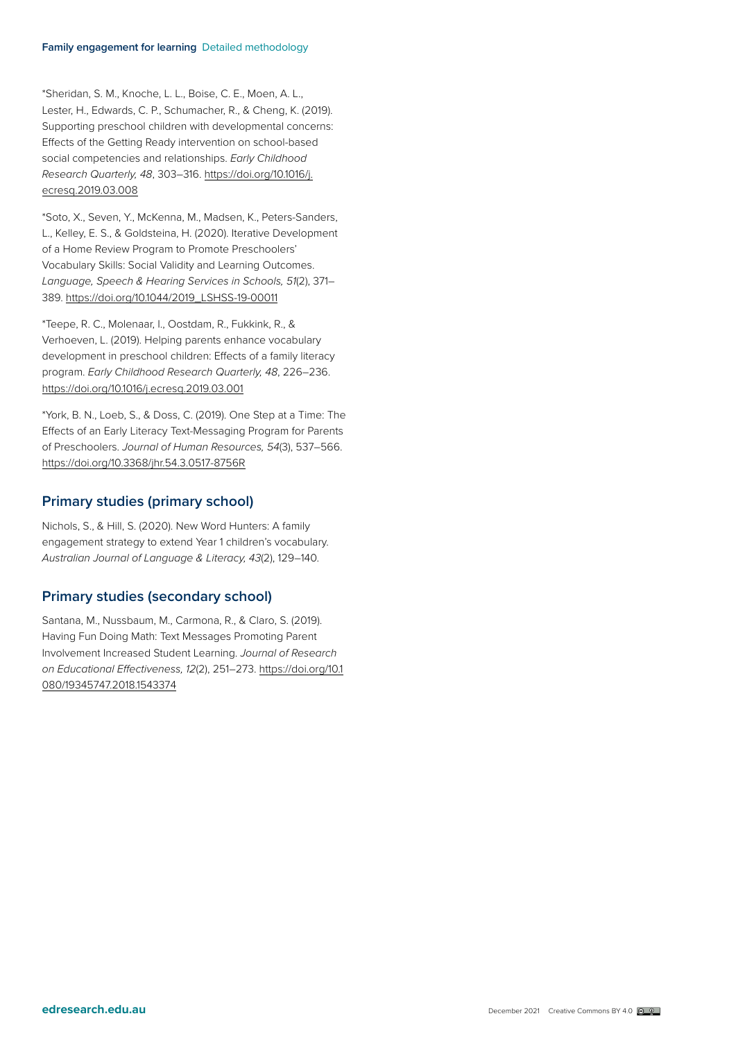*Sheridan, S. M., Knoche, L. L., Boise, C. E., Moen, A. L., Lester, H., Edwards, C. P., Schumacher, R., & Cheng, K. (2019). Supporting preschool children with developmental concerns: Effects of the Getting Ready intervention on school-based social competencies and relationships. *Early Childhood Research Quarterly, 48*, 303–316. https://doi.org/10.1016/j.ecresq.2019.03.008

*Soto, X., Seven, Y., McKenna, M., Madsen, K., Peters-Sanders, L., Kelley, E. S., & Goldsteina, H. (2020). Iterative Development of a Home Review Program to Promote Preschoolers' Vocabulary Skills: Social Validity and Learning Outcomes. *Language, Speech & Hearing Services in Schools, 51*(2), 371–389. https://doi.org/10.1044/2019_LSHSS-19-00011

*Teepe, R. C., Molenaar, I., Oostdam, R., Fukkink, R., & Verhoeven, L. (2019). Helping parents enhance vocabulary development in preschool children: Effects of a family literacy program. *Early Childhood Research Quarterly, 48*, 226–236. https://doi.org/10.1016/j.ecresq.2019.03.001

*York, B. N., Loeb, S., & Doss, C. (2019). One Step at a Time: The Effects of an Early Literacy Text-Messaging Program for Parents of Preschoolers. *Journal of Human Resources, 54*(3), 537–566. https://doi.org/10.3368/jhr.54.3.0517-8756R

## Primary studies (primary school)

Nichols, S., & Hill, S. (2020). New Word Hunters: A family engagement strategy to extend Year 1 children's vocabulary. *Australian Journal of Language & Literacy, 43*(2), 129–140.

## Primary studies (secondary school)

Santana, M., Nussbaum, M., Carmona, R., & Claro, S. (2019). Having Fun Doing Math: Text Messages Promoting Parent Involvement Increased Student Learning. *Journal of Research on Educational Effectiveness, 12*(2), 251–273. https://doi.org/10.1080/19345747.2018.1543374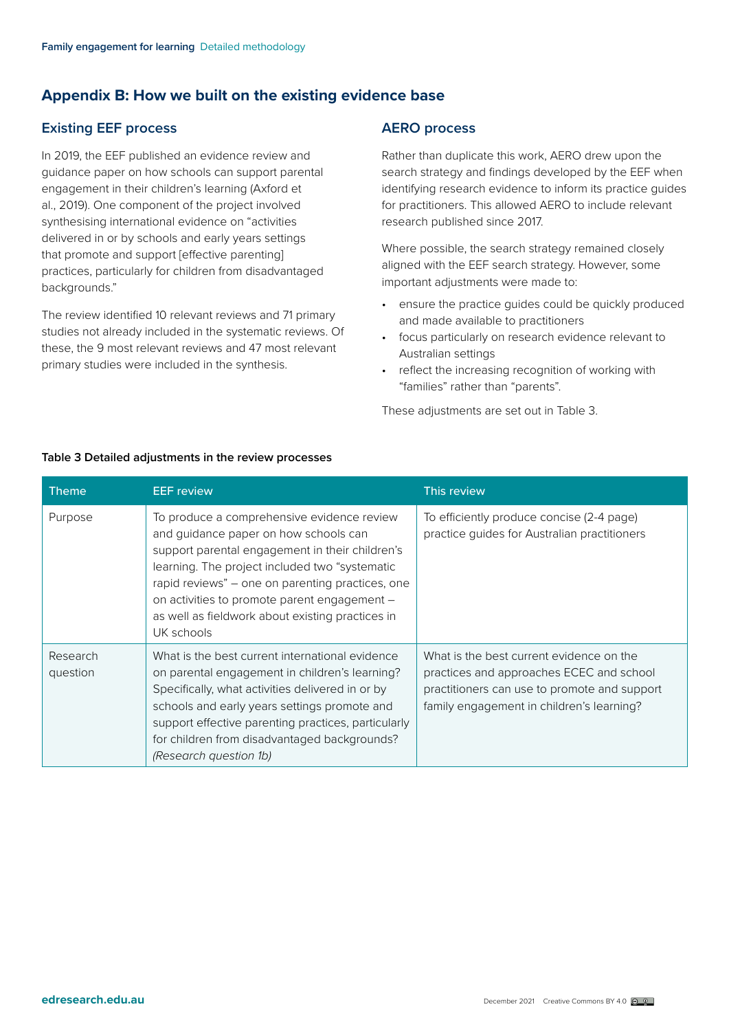## Appendix B: How we built on the existing evidence base

### Existing EEF process

In 2019, the EEF published an evidence review and guidance paper on how schools can support parental engagement in their children's learning (Axford et al., 2019). One component of the project involved synthesising international evidence on "activities delivered in or by schools and early years settings that promote and support [effective parenting] practices, particularly for children from disadvantaged backgrounds."

The review identified 10 relevant reviews and 71 primary studies not already included in the systematic reviews. Of these, the 9 most relevant reviews and 47 most relevant primary studies were included in the synthesis.

### AERO process

Rather than duplicate this work, AERO drew upon the search strategy and findings developed by the EEF when identifying research evidence to inform its practice guides for practitioners. This allowed AERO to include relevant research published since 2017.

Where possible, the search strategy remained closely aligned with the EEF search strategy. However, some important adjustments were made to:

- ensure the practice guides could be quickly produced and made available to practitioners
- focus particularly on research evidence relevant to Australian settings
- reflect the increasing recognition of working with "families" rather than "parents".

These adjustments are set out in Table 3.

**Table 3 Detailed adjustments in the review processes**

| Theme | EEF review | This review |
|---|---|---|
| Purpose | To produce a comprehensive evidence review and guidance paper on how schools can support parental engagement in their children's learning. The project included two "systematic rapid reviews" – one on parenting practices, one on activities to promote parent engagement – as well as fieldwork about existing practices in UK schools | To efficiently produce concise (2-4 page) practice guides for Australian practitioners |
| Research question | What is the best current international evidence on parental engagement in children's learning? Specifically, what activities delivered in or by schools and early years settings promote and support effective parenting practices, particularly for children from disadvantaged backgrounds? *(Research question 1b)* | What is the best current evidence on the practices and approaches ECEC and school practitioners can use to promote and support family engagement in children's learning? |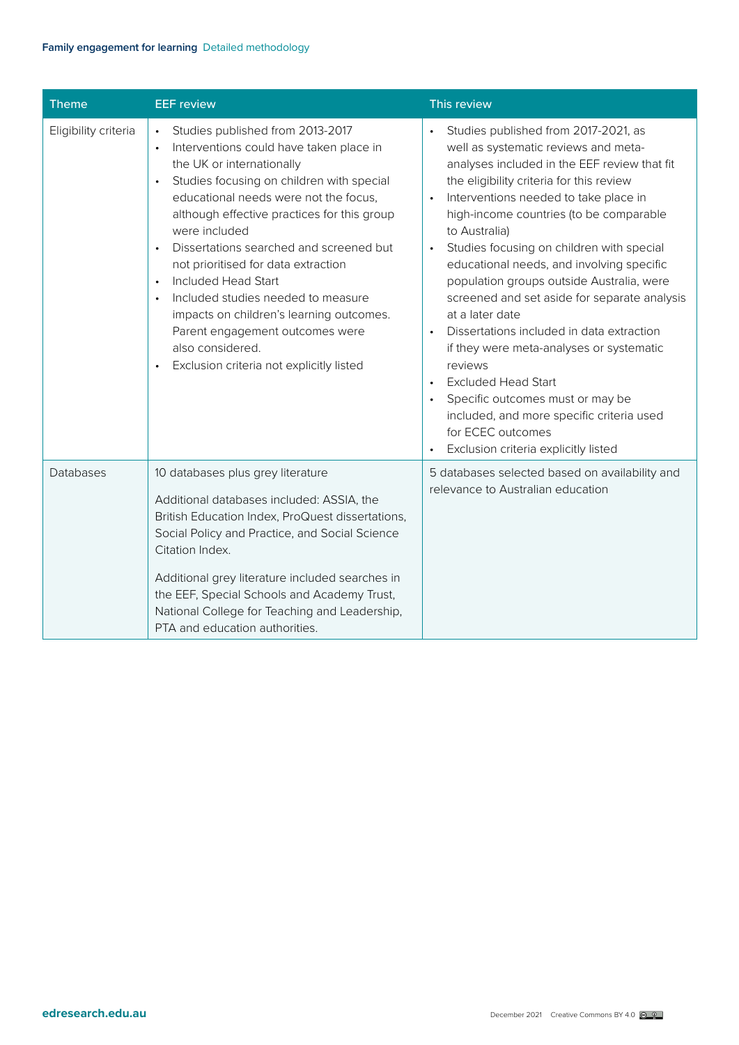| Theme | EEF review | This review |
|---|---|---|
| Eligibility criteria | • Studies published from 2013-2017<br>• Interventions could have taken place in the UK or internationally<br>• Studies focusing on children with special educational needs were not the focus, although effective practices for this group were included<br>• Dissertations searched and screened but not prioritised for data extraction<br>• Included Head Start<br>• Included studies needed to measure impacts on children's learning outcomes. Parent engagement outcomes were also considered.<br>• Exclusion criteria not explicitly listed | • Studies published from 2017-2021, as well as systematic reviews and meta-analyses included in the EEF review that fit the eligibility criteria for this review<br>• Interventions needed to take place in high-income countries (to be comparable to Australia)<br>• Studies focusing on children with special educational needs, and involving specific population groups outside Australia, were screened and set aside for separate analysis at a later date<br>• Dissertations included in data extraction if they were meta-analyses or systematic reviews<br>• Excluded Head Start<br>• Specific outcomes must or may be included, and more specific criteria used for ECEC outcomes<br>• Exclusion criteria explicitly listed |
| Databases | 10 databases plus grey literature<br><br>Additional databases included: ASSIA, the British Education Index, ProQuest dissertations, Social Policy and Practice, and Social Science Citation Index.<br><br>Additional grey literature included searches in the EEF, Special Schools and Academy Trust, National College for Teaching and Leadership, PTA and education authorities. | 5 databases selected based on availability and relevance to Australian education |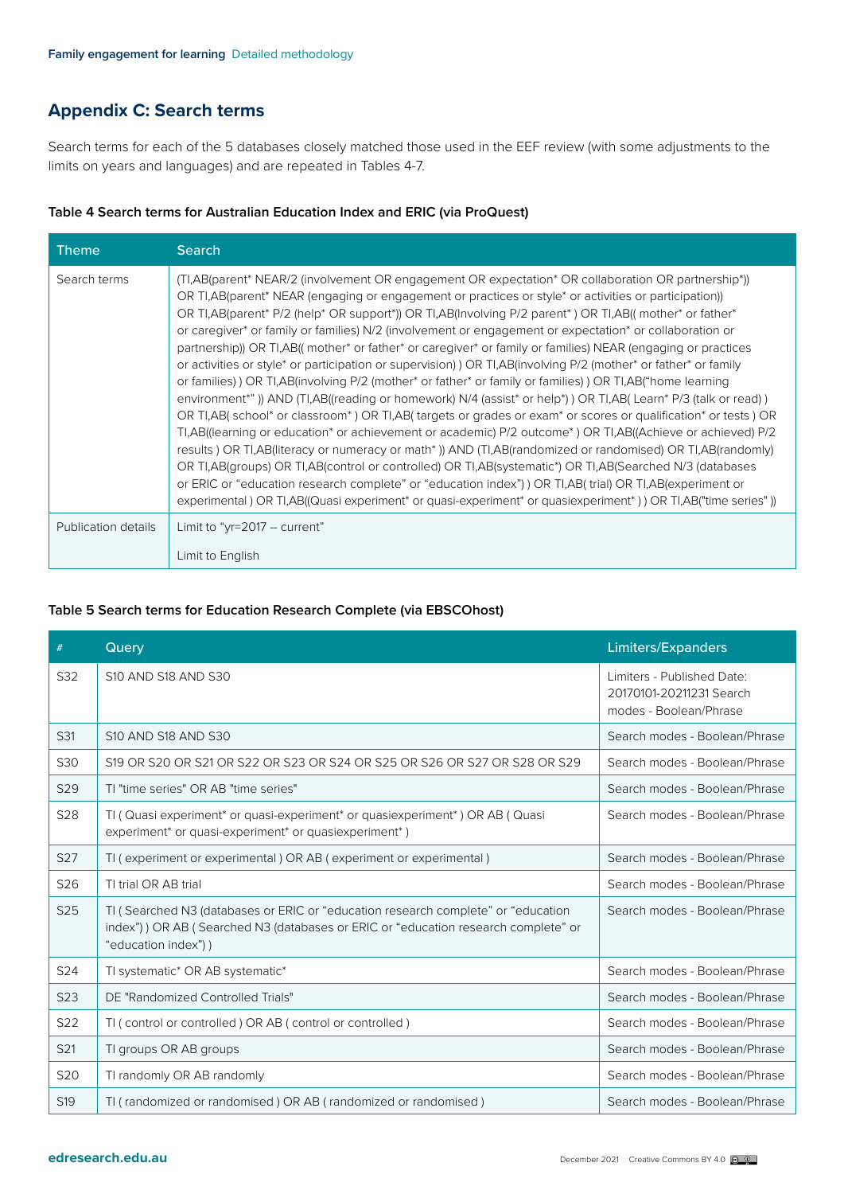## Appendix C: Search terms

Search terms for each of the 5 databases closely matched those used in the EEF review (with some adjustments to the limits on years and languages) and are repeated in Tables 4-7.

**Table 4 Search terms for Australian Education Index and ERIC (via ProQuest)**

| Theme | Search |
|---|---|
| Search terms | (TI,AB(parent* NEAR/2 (involvement OR engagement OR expectation* OR collaboration OR partnership*)) OR TI,AB(parent* NEAR (engaging or engagement or practices or style* or activities or participation)) OR TI,AB(parent* P/2 (help* OR support*)) OR TI,AB(Involving P/2 parent* ) OR TI,AB(( mother* or father* or caregiver* or family or families) N/2 (involvement or engagement or expectation* or collaboration or partnership)) OR TI,AB(( mother* or father* or caregiver* or family or families) NEAR (engaging or practices or activities or style* or participation or supervision) ) OR TI,AB(involving P/2 (mother* or father* or family or families) ) OR TI,AB(involving P/2 (mother* or father* or family or families) ) OR TI,AB("home learning environment*" )) AND (TI,AB((reading or homework) N/4 (assist* or help*) ) OR TI,AB( Learn* P/3 (talk or read) ) OR TI,AB( school* or classroom* ) OR TI,AB( targets or grades or exam* or scores or qualification* or tests ) OR TI,AB((learning or education* or achievement or academic) P/2 outcome* ) OR TI,AB((Achieve or achieved) P/2 results ) OR TI,AB(literacy or numeracy or math* )) AND (TI,AB(randomized or randomised) OR TI,AB(randomly) OR TI,AB(groups) OR TI,AB(control or controlled) OR TI,AB(systematic*) OR TI,AB(Searched N/3 (databases or ERIC or "education research complete" or "education index") ) OR TI,AB( trial) OR TI,AB(experiment or experimental ) OR TI,AB((Quasi experiment* or quasi-experiment* or quasiexperiment* ) ) OR TI,AB("time series" )) |
| Publication details | Limit to "yr=2017 – current"<br><br>Limit to English |

**Table 5 Search terms for Education Research Complete (via EBSCOhost)**

| # | Query | Limiters/Expanders |
|---|---|---|
| S32 | S10 AND S18 AND S30 | Limiters - Published Date: 20170101-20211231 Search modes - Boolean/Phrase |
| S31 | S10 AND S18 AND S30 | Search modes - Boolean/Phrase |
| S30 | S19 OR S20 OR S21 OR S22 OR S23 OR S24 OR S25 OR S26 OR S27 OR S28 OR S29 | Search modes - Boolean/Phrase |
| S29 | TI "time series" OR AB "time series" | Search modes - Boolean/Phrase |
| S28 | TI ( Quasi experiment* or quasi-experiment* or quasiexperiment* ) OR AB ( Quasi experiment* or quasi-experiment* or quasiexperiment* ) | Search modes - Boolean/Phrase |
| S27 | TI ( experiment or experimental ) OR AB ( experiment or experimental ) | Search modes - Boolean/Phrase |
| S26 | TI trial OR AB trial | Search modes - Boolean/Phrase |
| S25 | TI ( Searched N3 (databases or ERIC or "education research complete" or "education index") ) OR AB ( Searched N3 (databases or ERIC or "education research complete" or "education index") ) | Search modes - Boolean/Phrase |
| S24 | TI systematic* OR AB systematic* | Search modes - Boolean/Phrase |
| S23 | DE "Randomized Controlled Trials" | Search modes - Boolean/Phrase |
| S22 | TI ( control or controlled ) OR AB ( control or controlled ) | Search modes - Boolean/Phrase |
| S21 | TI groups OR AB groups | Search modes - Boolean/Phrase |
| S20 | TI randomly OR AB randomly | Search modes - Boolean/Phrase |
| S19 | TI ( randomized or randomised ) OR AB ( randomized or randomised ) | Search modes - Boolean/Phrase |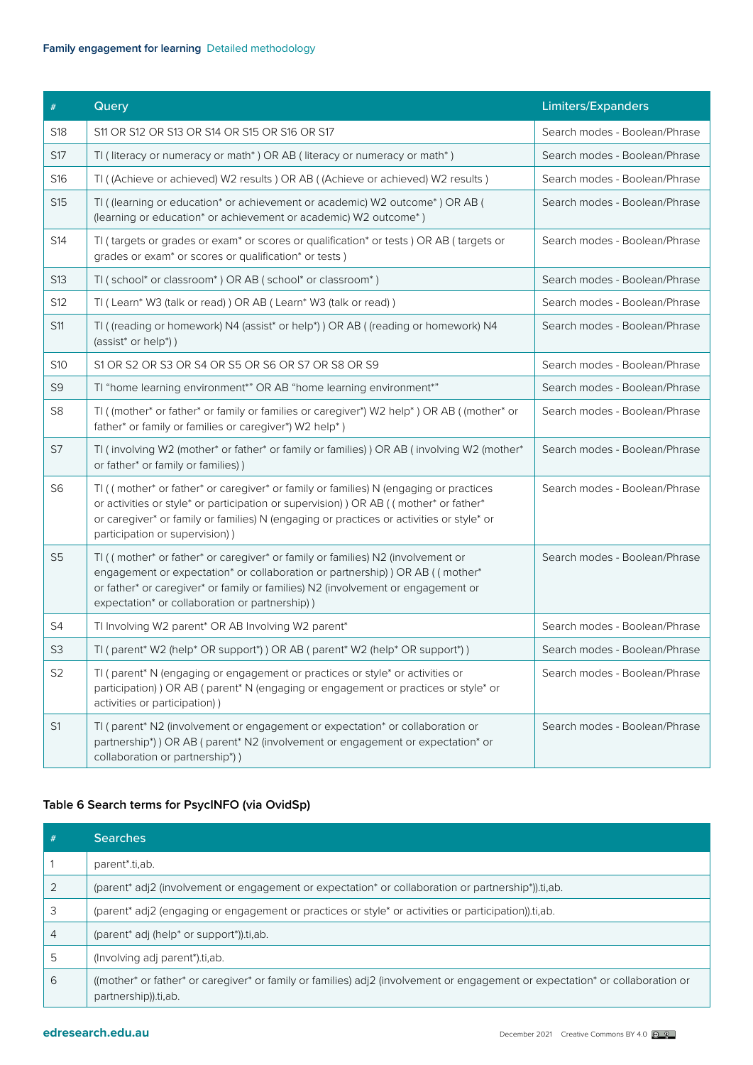| # | Query | Limiters/Expanders |
|---|---|---|
| S18 | S11 OR S12 OR S13 OR S14 OR S15 OR S16 OR S17 | Search modes - Boolean/Phrase |
| S17 | TI ( literacy or numeracy or math* ) OR AB ( literacy or numeracy or math* ) | Search modes - Boolean/Phrase |
| S16 | TI ( (Achieve or achieved) W2 results ) OR AB ( (Achieve or achieved) W2 results ) | Search modes - Boolean/Phrase |
| S15 | TI ( (learning or education* or achievement or academic) W2 outcome* ) OR AB ( (learning or education* or achievement or academic) W2 outcome* ) | Search modes - Boolean/Phrase |
| S14 | TI ( targets or grades or exam* or scores or qualification* or tests ) OR AB ( targets or grades or exam* or scores or qualification* or tests ) | Search modes - Boolean/Phrase |
| S13 | TI ( school* or classroom* ) OR AB ( school* or classroom* ) | Search modes - Boolean/Phrase |
| S12 | TI ( Learn* W3 (talk or read) ) OR AB ( Learn* W3 (talk or read) ) | Search modes - Boolean/Phrase |
| S11 | TI ( (reading or homework) N4 (assist* or help*) ) OR AB ( (reading or homework) N4 (assist* or help*) ) | Search modes - Boolean/Phrase |
| S10 | S1 OR S2 OR S3 OR S4 OR S5 OR S6 OR S7 OR S8 OR S9 | Search modes - Boolean/Phrase |
| S9 | TI "home learning environment*" OR AB "home learning environment*" | Search modes - Boolean/Phrase |
| S8 | TI ( (mother* or father* or family or families or caregiver*) W2 help* ) OR AB ( (mother* or father* or family or families or caregiver*) W2 help* ) | Search modes - Boolean/Phrase |
| S7 | TI ( involving W2 (mother* or father* or family or families) ) OR AB ( involving W2 (mother* or father* or family or families) ) | Search modes - Boolean/Phrase |
| S6 | TI ( ( mother* or father* or caregiver* or family or families) N (engaging or practices or activities or style* or participation or supervision) ) OR AB ( ( mother* or father* or caregiver* or family or families) N (engaging or practices or activities or style* or participation or supervision) ) | Search modes - Boolean/Phrase |
| S5 | TI ( ( mother* or father* or caregiver* or family or families) N2 (involvement or engagement or expectation* or collaboration or partnership) ) OR AB ( ( mother* or father* or caregiver* or family or families) N2 (involvement or engagement or expectation* or collaboration or partnership) ) | Search modes - Boolean/Phrase |
| S4 | TI Involving W2 parent* OR AB Involving W2 parent* | Search modes - Boolean/Phrase |
| S3 | TI ( parent* W2 (help* OR support*) ) OR AB ( parent* W2 (help* OR support*) ) | Search modes - Boolean/Phrase |
| S2 | TI ( parent* N (engaging or engagement or practices or style* or activities or participation) ) OR AB ( parent* N (engaging or engagement or practices or style* or activities or participation) ) | Search modes - Boolean/Phrase |
| S1 | TI ( parent* N2 (involvement or engagement or expectation* or collaboration or partnership*) ) OR AB ( parent* N2 (involvement or engagement or expectation* or collaboration or partnership*) ) | Search modes - Boolean/Phrase |

**Table 6 Search terms for PsycINFO (via OvidSp)**

| # | Searches |
|---|---|
| 1 | parent*.ti,ab. |
| 2 | (parent* adj2 (involvement or engagement or expectation* or collaboration or partnership*)).ti,ab. |
| 3 | (parent* adj2 (engaging or engagement or practices or style* or activities or participation)).ti,ab. |
| 4 | (parent* adj (help* or support*)).ti,ab. |
| 5 | (Involving adj parent*).ti,ab. |
| 6 | ((mother* or father* or caregiver* or family or families) adj2 (involvement or engagement or expectation* or collaboration or partnership)).ti,ab. |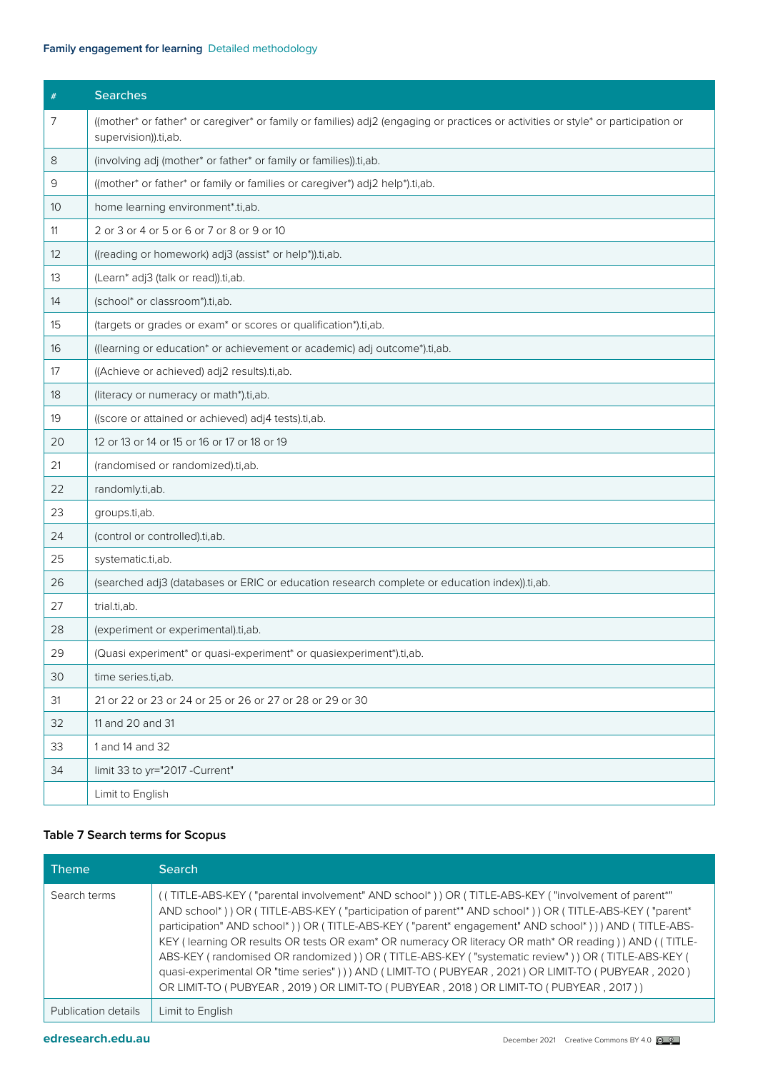| # | Searches |
|---|---|
| 7 | ((mother* or father* or caregiver* or family or families) adj2 (engaging or practices or activities or style* or participation or supervision)).ti,ab. |
| 8 | (involving adj (mother* or father* or family or families)).ti,ab. |
| 9 | ((mother* or father* or family or families or caregiver*) adj2 help*).ti,ab. |
| 10 | home learning environment*.ti,ab. |
| 11 | 2 or 3 or 4 or 5 or 6 or 7 or 8 or 9 or 10 |
| 12 | ((reading or homework) adj3 (assist* or help*)).ti,ab. |
| 13 | (Learn* adj3 (talk or read)).ti,ab. |
| 14 | (school* or classroom*).ti,ab. |
| 15 | (targets or grades or exam* or scores or qualification*).ti,ab. |
| 16 | ((learning or education* or achievement or academic) adj outcome*).ti,ab. |
| 17 | ((Achieve or achieved) adj2 results).ti,ab. |
| 18 | (literacy or numeracy or math*).ti,ab. |
| 19 | ((score or attained or achieved) adj4 tests).ti,ab. |
| 20 | 12 or 13 or 14 or 15 or 16 or 17 or 18 or 19 |
| 21 | (randomised or randomized).ti,ab. |
| 22 | randomly.ti,ab. |
| 23 | groups.ti,ab. |
| 24 | (control or controlled).ti,ab. |
| 25 | systematic.ti,ab. |
| 26 | (searched adj3 (databases or ERIC or education research complete or education index)).ti,ab. |
| 27 | trial.ti,ab. |
| 28 | (experiment or experimental).ti,ab. |
| 29 | (Quasi experiment* or quasi-experiment* or quasiexperiment*).ti,ab. |
| 30 | time series.ti,ab. |
| 31 | 21 or 22 or 23 or 24 or 25 or 26 or 27 or 28 or 29 or 30 |
| 32 | 11 and 20 and 31 |
| 33 | 1 and 14 and 32 |
| 34 | limit 33 to yr="2017 -Current" |
|  | Limit to English |

### Table 7 Search terms for Scopus

| Theme | Search |
|---|---|
| Search terms | ( ( TITLE-ABS-KEY ( "parental involvement" AND school* ) ) OR ( TITLE-ABS-KEY ( "involvement of parent*" AND school* ) ) OR ( TITLE-ABS-KEY ( "participation of parent*" AND school* ) ) OR ( TITLE-ABS-KEY ( "parent* participation" AND school* ) ) OR ( TITLE-ABS-KEY ( "parent* engagement" AND school* ) ) ) AND ( TITLE-ABS-KEY ( learning OR results OR tests OR exam* OR numeracy OR literacy OR math* OR reading ) ) AND ( ( TITLE-ABS-KEY ( randomised OR randomized ) ) OR ( TITLE-ABS-KEY ( "systematic review" ) ) OR ( TITLE-ABS-KEY ( quasi-experimental OR "time series" ) ) ) AND ( LIMIT-TO ( PUBYEAR , 2021 ) OR LIMIT-TO ( PUBYEAR , 2020 ) OR LIMIT-TO ( PUBYEAR , 2019 ) OR LIMIT-TO ( PUBYEAR , 2018 ) OR LIMIT-TO ( PUBYEAR , 2017 ) ) |
| Publication details | Limit to English |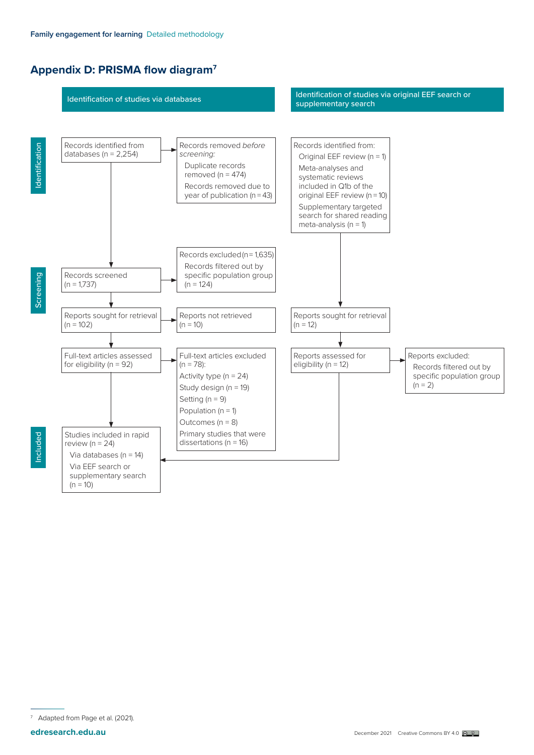## Appendix D: PRISMA flow diagram[7]

### Identification of studies via databases

**Identification**

Records identified from databases (n = 2,254)

Records removed *before screening:*

- Duplicate records removed (n = 474)
- Records removed due to year of publication (n = 43)

**Screening**

Records screened (n = 1,737)

Records excluded (n = 1,635)

- Records filtered out by specific population group (n = 124)

Reports sought for retrieval (n = 102)

Reports not retrieved (n = 10)

Full-text articles assessed for eligibility (n = 92)

Full-text articles excluded (n = 78):

- Activity type (n = 24)
- Study design (n = 19)
- Setting (n = 9)
- Population (n = 1)
- Outcomes (n = 8)
- Primary studies that were dissertations (n = 16)

### Identification of studies via original EEF search or supplementary search

Records identified from:

- Original EEF review (n = 1)
- Meta-analyses and systematic reviews included in Q1b of the original EEF review (n = 10)
- Supplementary targeted search for shared reading meta-analysis (n = 1)

Reports sought for retrieval (n = 12)

Reports assessed for eligibility (n = 12)

Reports excluded:

- Records filtered out by specific population group (n = 2)

**Included**

Studies included in rapid review (n = 24)

- Via databases (n = 14)
- Via EEF search or supplementary search (n = 10)

[7] Adapted from Page et al. (2021).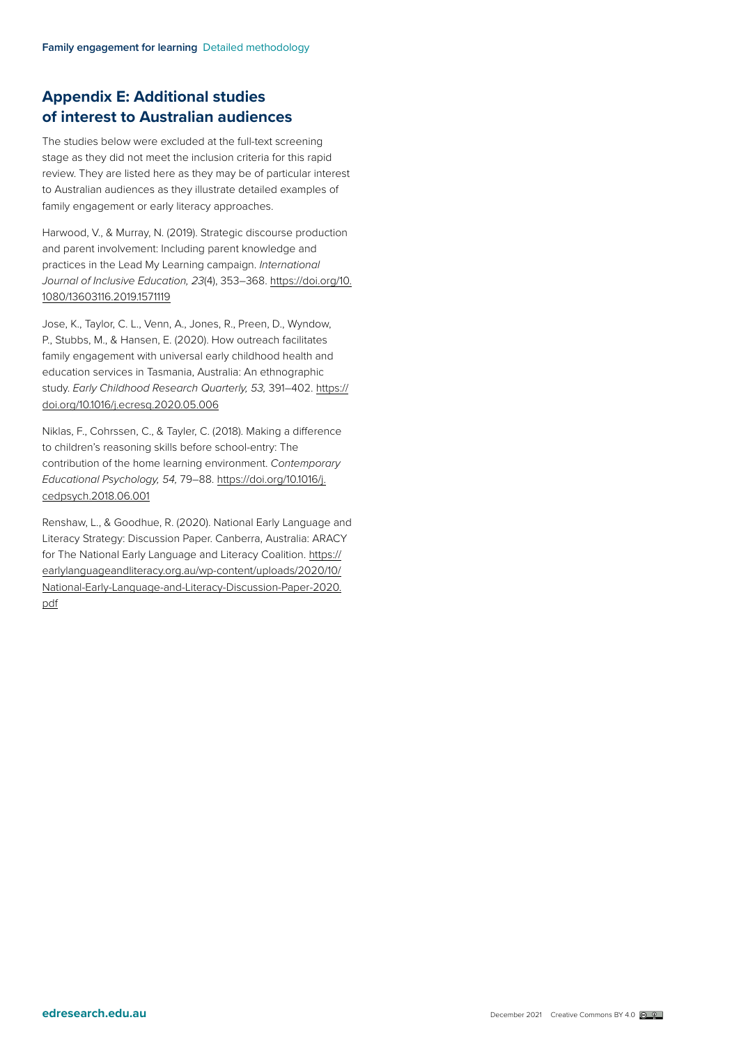## Appendix E: Additional studies of interest to Australian audiences

The studies below were excluded at the full-text screening stage as they did not meet the inclusion criteria for this rapid review. They are listed here as they may be of particular interest to Australian audiences as they illustrate detailed examples of family engagement or early literacy approaches.

Harwood, V., & Murray, N. (2019). Strategic discourse production and parent involvement: Including parent knowledge and practices in the Lead My Learning campaign. *International Journal of Inclusive Education, 23*(4), 353–368. https://doi.org/10.1080/13603116.2019.1571119

Jose, K., Taylor, C. L., Venn, A., Jones, R., Preen, D., Wyndow, P., Stubbs, M., & Hansen, E. (2020). How outreach facilitates family engagement with universal early childhood health and education services in Tasmania, Australia: An ethnographic study. *Early Childhood Research Quarterly, 53,* 391–402. https://doi.org/10.1016/j.ecresq.2020.05.006

Niklas, F., Cohrssen, C., & Tayler, C. (2018). Making a difference to children's reasoning skills before school-entry: The contribution of the home learning environment. *Contemporary Educational Psychology, 54,* 79–88. https://doi.org/10.1016/j.cedpsych.2018.06.001

Renshaw, L., & Goodhue, R. (2020). National Early Language and Literacy Strategy: Discussion Paper. Canberra, Australia: ARACY for The National Early Language and Literacy Coalition. https://earlylanguageandliteracy.org.au/wp-content/uploads/2020/10/National-Early-Language-and-Literacy-Discussion-Paper-2020.pdf